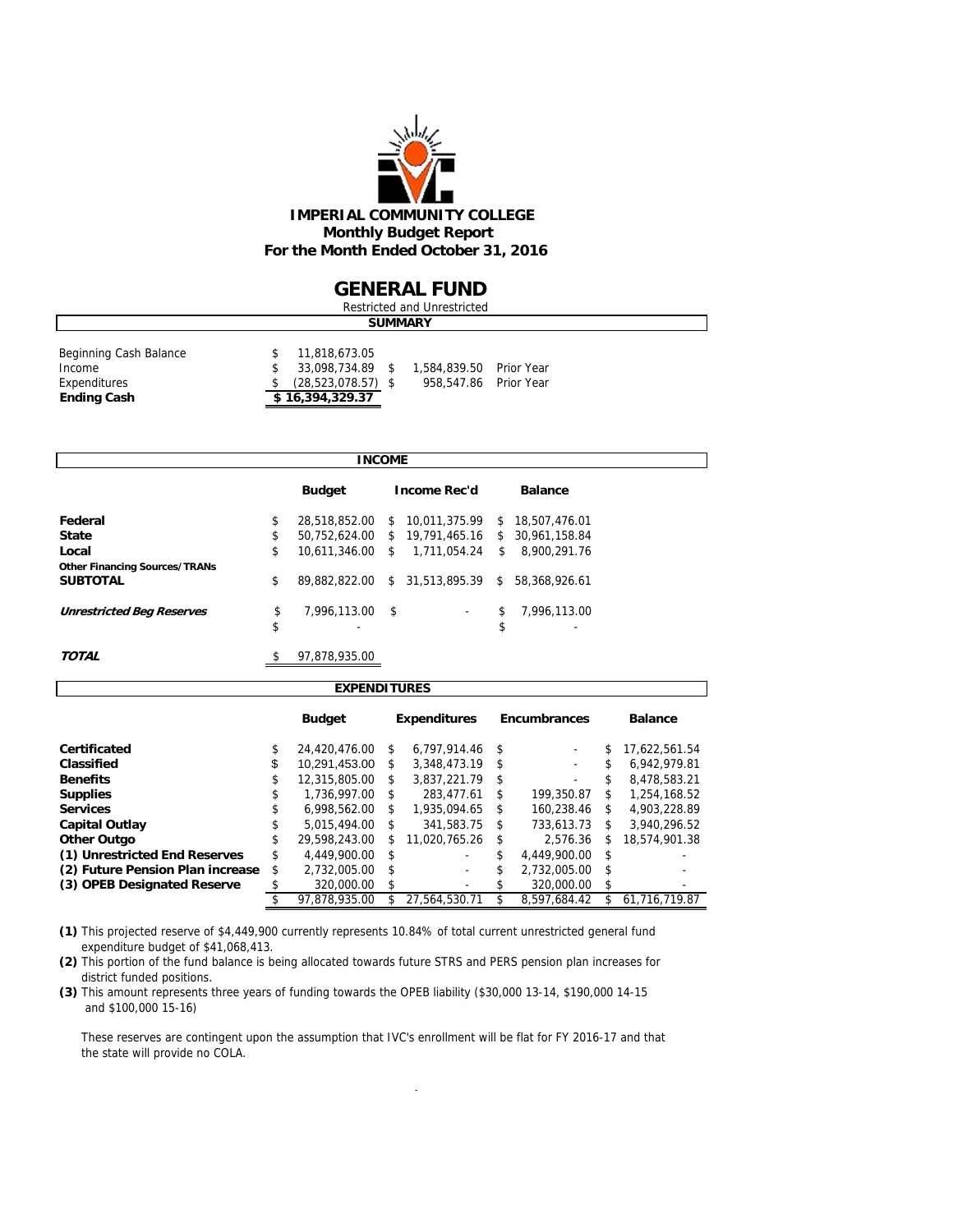**IMPERIAL COMMUNITY COLLEGE**
**Monthly Budget Report**
**For the Month Ended October 31, 2016**

# GENERAL FUND

Restricted and Unrestricted

## SUMMARY

| | | | |
|---|---|---|---|
| Beginning Cash Balance | $ 11,818,673.05 | | |
| Income | $ 33,098,734.89 | $ 1,584,839.50 | Prior Year |
| Expenditures | $ (28,523,078.57) | $ 958,547.86 | Prior Year |
| **Ending Cash** | **$ 16,394,329.37** | | |

## INCOME

| | Budget | Income Rec'd | Balance |
|---|---|---|---|
| **Federal** | $ 28,518,852.00 | $ 10,011,375.99 | $ 18,507,476.01 |
| **State** | $ 50,752,624.00 | $ 19,791,465.16 | $ 30,961,158.84 |
| **Local** | $ 10,611,346.00 | $ 1,711,054.24 | $ 8,900,291.76 |
| **Other Financing Sources/TRANs** | | | |
| **SUBTOTAL** | $ 89,882,822.00 | $ 31,513,895.39 | $ 58,368,926.61 |
| ***Unrestricted Beg Reserves*** | $ 7,996,113.00 | $ - | $ 7,996,113.00 |
| | $ - | | $ - |
| ***TOTAL*** | $ 97,878,935.00 | | |

## EXPENDITURES

| | Budget | Expenditures | Encumbrances | Balance |
|---|---|---|---|---|
| **Certificated** | $ 24,420,476.00 | $ 6,797,914.46 | $ - | $ 17,622,561.54 |
| **Classified** | $ 10,291,453.00 | $ 3,348,473.19 | $ - | $ 6,942,979.81 |
| **Benefits** | $ 12,315,805.00 | $ 3,837,221.79 | $ - | $ 8,478,583.21 |
| **Supplies** | $ 1,736,997.00 | $ 283,477.61 | $ 199,350.87 | $ 1,254,168.52 |
| **Services** | $ 6,998,562.00 | $ 1,935,094.65 | $ 160,238.46 | $ 4,903,228.89 |
| **Capital Outlay** | $ 5,015,494.00 | $ 341,583.75 | $ 733,613.73 | $ 3,940,296.52 |
| **Other Outgo** | $ 29,598,243.00 | $ 11,020,765.26 | $ 2,576.36 | $ 18,574,901.38 |
| **(1) Unrestricted End Reserves** | $ 4,449,900.00 | $ - | $ 4,449,900.00 | $ - |
| **(2) Future Pension Plan increase** | $ 2,732,005.00 | $ - | $ 2,732,005.00 | $ - |
| **(3) OPEB Designated Reserve** | $ 320,000.00 | $ - | $ 320,000.00 | $ - |
| | $ 97,878,935.00 | $ 27,564,530.71 | $ 8,597,684.42 | $ 61,716,719.87 |

**(1)** This projected reserve of $4,449,900 currently represents 10.84% of total current unrestricted general fund expenditure budget of $41,068,413.

**(2)** This portion of the fund balance is being allocated towards future STRS and PERS pension plan increases for district funded positions.

**(3)** This amount represents three years of funding towards the OPEB liability ($30,000 13-14, $190,000 14-15 and $100,000 15-16)

These reserves are contingent upon the assumption that IVC's enrollment will be flat for FY 2016-17 and that the state will provide no COLA.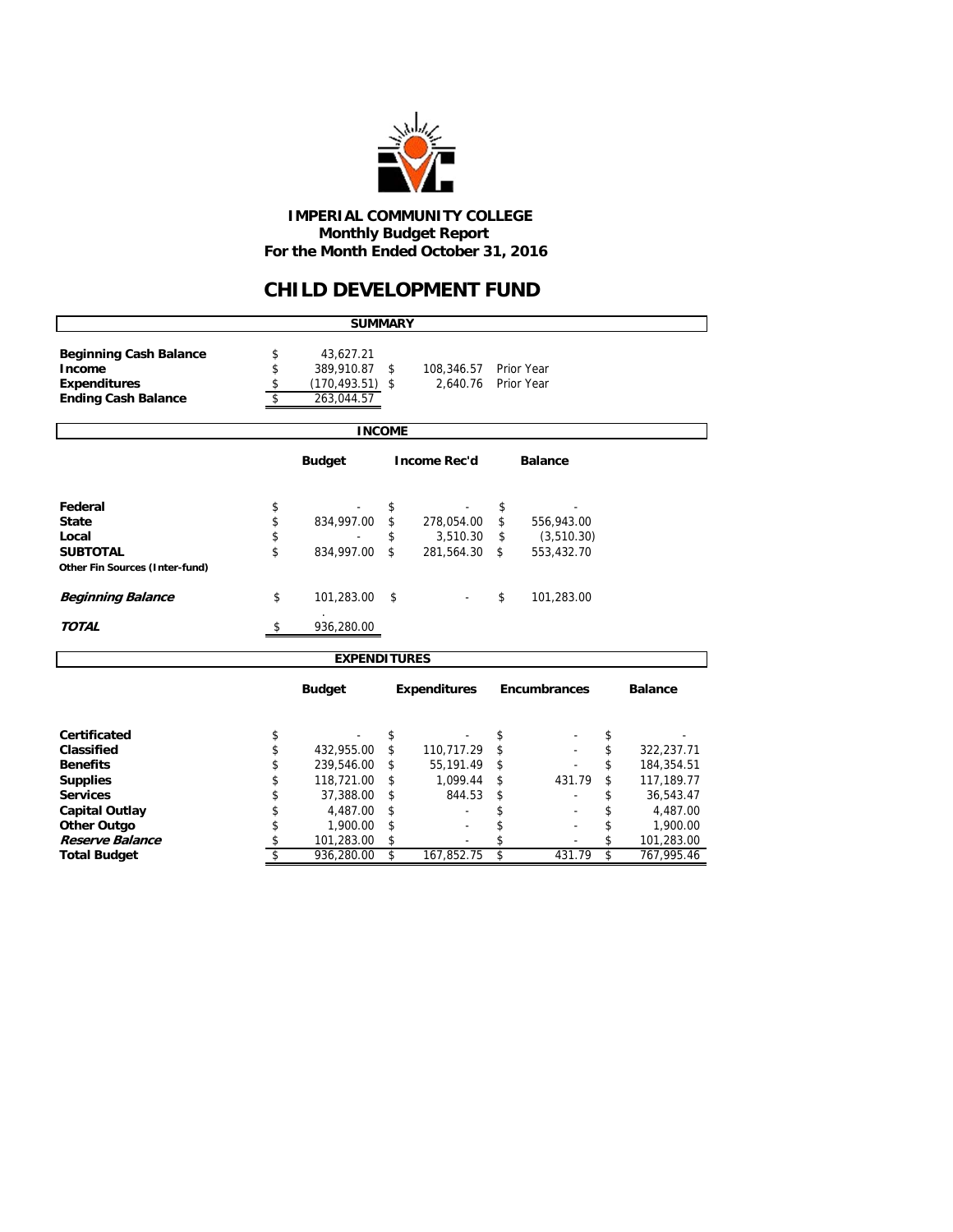**IMPERIAL COMMUNITY COLLEGE**
**Monthly Budget Report**
**For the Month Ended October 31, 2016**

# CHILD DEVELOPMENT FUND

## SUMMARY

| | | | |
|---|---|---|---|
| **Beginning Cash Balance** | $ 43,627.21 | | |
| **Income** | $ 389,910.87 | $ 108,346.57 | Prior Year |
| **Expenditures** | $ (170,493.51) | $ 2,640.76 | Prior Year |
| **Ending Cash Balance** | $ 263,044.57 | | |

## INCOME

| | Budget | Income Rec'd | Balance |
|---|---|---|---|
| **Federal** | $ - | $ - | $ - |
| **State** | $ 834,997.00 | $ 278,054.00 | $ 556,943.00 |
| **Local** | $ - | $ 3,510.30 | $ (3,510.30) |
| **SUBTOTAL** | $ 834,997.00 | $ 281,564.30 | $ 553,432.70 |
| **Other Fin Sources (Inter-fund)** | | | |
| ***Beginning Balance*** | $ 101,283.00 | $ - | $ 101,283.00 |
| ***TOTAL*** | $ 936,280.00 | | |

## EXPENDITURES

| | Budget | Expenditures | Encumbrances | Balance |
|---|---|---|---|---|
| **Certificated** | $ - | $ - | $ - | $ - |
| **Classified** | $ 432,955.00 | $ 110,717.29 | $ - | $ 322,237.71 |
| **Benefits** | $ 239,546.00 | $ 55,191.49 | $ - | $ 184,354.51 |
| **Supplies** | $ 118,721.00 | $ 1,099.44 | $ 431.79 | $ 117,189.77 |
| **Services** | $ 37,388.00 | $ 844.53 | $ - | $ 36,543.47 |
| **Capital Outlay** | $ 4,487.00 | $ - | $ - | $ 4,487.00 |
| **Other Outgo** | $ 1,900.00 | $ - | $ - | $ 1,900.00 |
| ***Reserve Balance*** | $ 101,283.00 | $ - | $ - | $ 101,283.00 |
| **Total Budget** | $ 936,280.00 | $ 167,852.75 | $ 431.79 | $ 767,995.46 |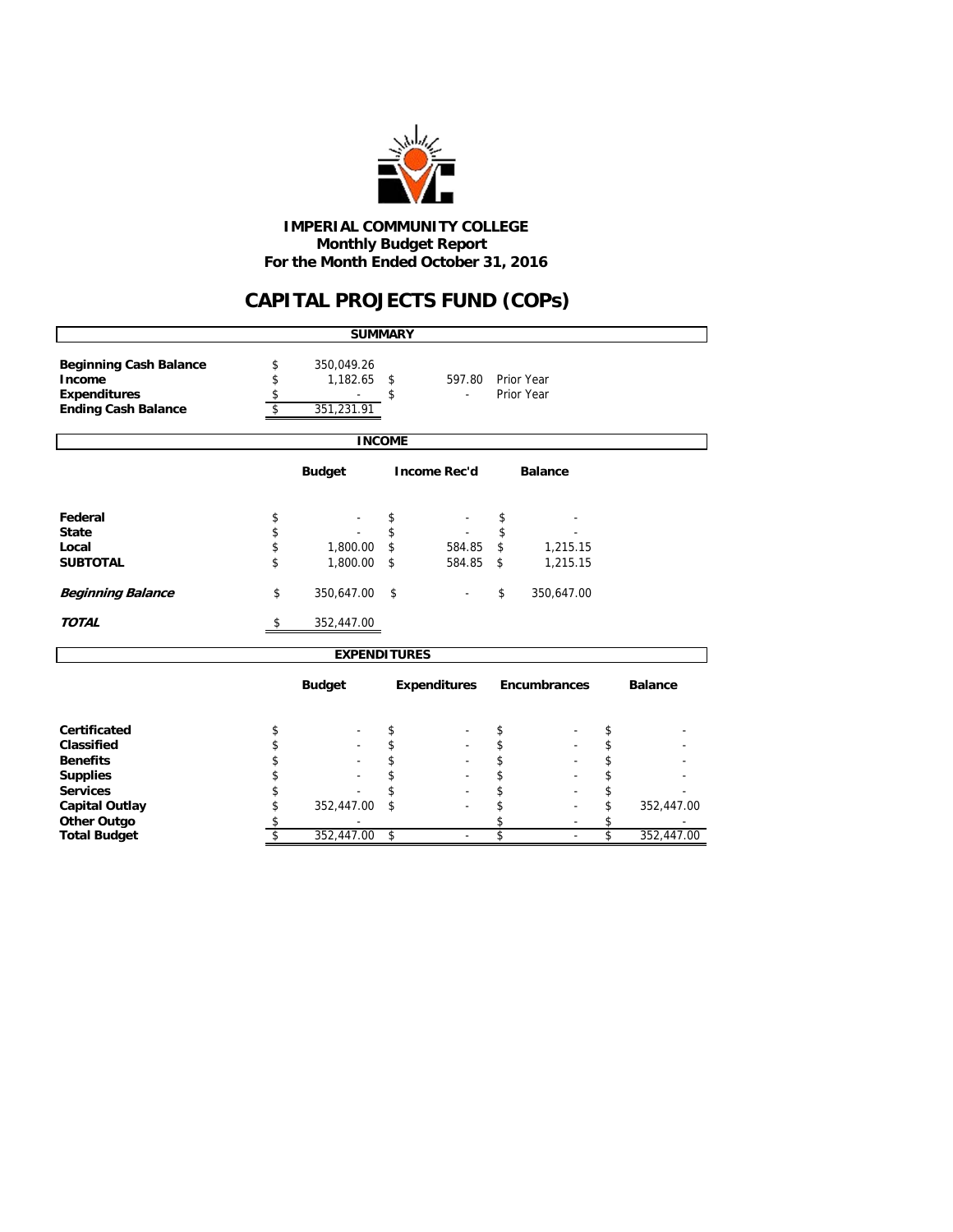**IMPERIAL COMMUNITY COLLEGE**
**Monthly Budget Report**
**For the Month Ended October 31, 2016**

# CAPITAL PROJECTS FUND (COPs)

## SUMMARY

| | | | |
|---|---|---|---|
| **Beginning Cash Balance** | $ 350,049.26 | | |
| **Income** | $ 1,182.65 | $ 597.80 | Prior Year |
| **Expenditures** | $ - | $ - | Prior Year |
| **Ending Cash Balance** | $ 351,231.91 | | |

## INCOME

| | Budget | Income Rec'd | Balance |
|---|---|---|---|
| **Federal** | $ - | $ - | $ - |
| **State** | $ - | $ - | $ - |
| **Local** | $ 1,800.00 | $ 584.85 | $ 1,215.15 |
| **SUBTOTAL** | $ 1,800.00 | $ 584.85 | $ 1,215.15 |
| ***Beginning Balance*** | $ 350,647.00 | $ - | $ 350,647.00 |
| ***TOTAL*** | $ 352,447.00 | | |

## EXPENDITURES

| | Budget | Expenditures | Encumbrances | Balance |
|---|---|---|---|---|
| **Certificated** | $ - | $ - | $ - | $ - |
| **Classified** | $ - | $ - | $ - | $ - |
| **Benefits** | $ - | $ - | $ - | $ - |
| **Supplies** | $ - | $ - | $ - | $ - |
| **Services** | $ - | $ - | $ - | $ - |
| **Capital Outlay** | $ 352,447.00 | $ - | $ - | $ 352,447.00 |
| **Other Outgo** | $ - | | $ - | $ - |
| **Total Budget** | $ 352,447.00 | $ - | $ - | $ 352,447.00 |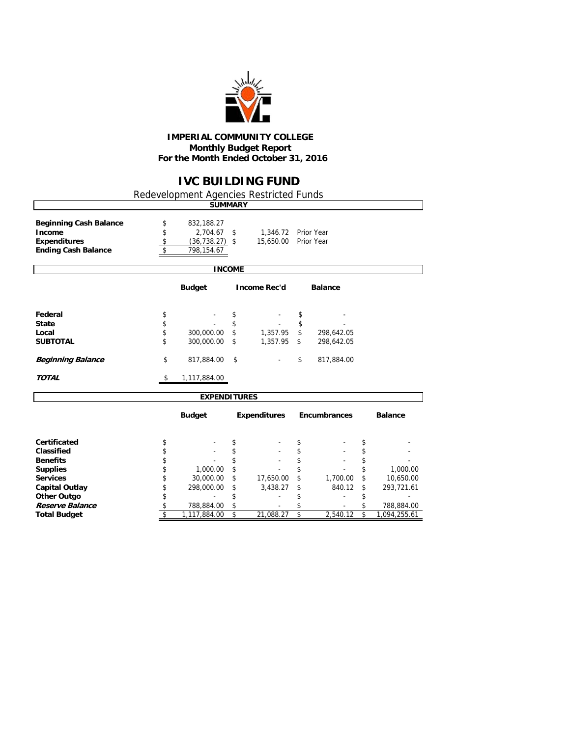**IMPERIAL COMMUNITY COLLEGE**
**Monthly Budget Report**
**For the Month Ended October 31, 2016**

# IVC BUILDING FUND

Redevelopment Agencies Restricted Funds

## SUMMARY

| | | | |
|---|---|---|---|
| **Beginning Cash Balance** | $ 832,188.27 | | |
| **Income** | $ 2,704.67 | $ 1,346.72 | Prior Year |
| **Expenditures** | $ (36,738.27) | $ 15,650.00 | Prior Year |
| **Ending Cash Balance** | $ 798,154.67 | | |

## INCOME

| | Budget | Income Rec'd | Balance |
|---|---|---|---|
| **Federal** | $ - | $ - | $ - |
| **State** | $ - | $ - | $ - |
| **Local** | $ 300,000.00 | $ 1,357.95 | $ 298,642.05 |
| **SUBTOTAL** | $ 300,000.00 | $ 1,357.95 | $ 298,642.05 |
| ***Beginning Balance*** | $ 817,884.00 | $ - | $ 817,884.00 |
| ***TOTAL*** | $ 1,117,884.00 | | |

## EXPENDITURES

| | Budget | Expenditures | Encumbrances | Balance |
|---|---|---|---|---|
| **Certificated** | $ - | $ - | $ - | $ - |
| **Classified** | $ - | $ - | $ - | $ - |
| **Benefits** | $ - | $ - | $ - | $ - |
| **Supplies** | $ 1,000.00 | $ - | $ - | $ 1,000.00 |
| **Services** | $ 30,000.00 | $ 17,650.00 | $ 1,700.00 | $ 10,650.00 |
| **Capital Outlay** | $ 298,000.00 | $ 3,438.27 | $ 840.12 | $ 293,721.61 |
| **Other Outgo** | $ - | $ - | $ - | $ - |
| ***Reserve Balance*** | $ 788,884.00 | $ - | $ - | $ 788,884.00 |
| **Total Budget** | $ 1,117,884.00 | $ 21,088.27 | $ 2,540.12 | $ 1,094,255.61 |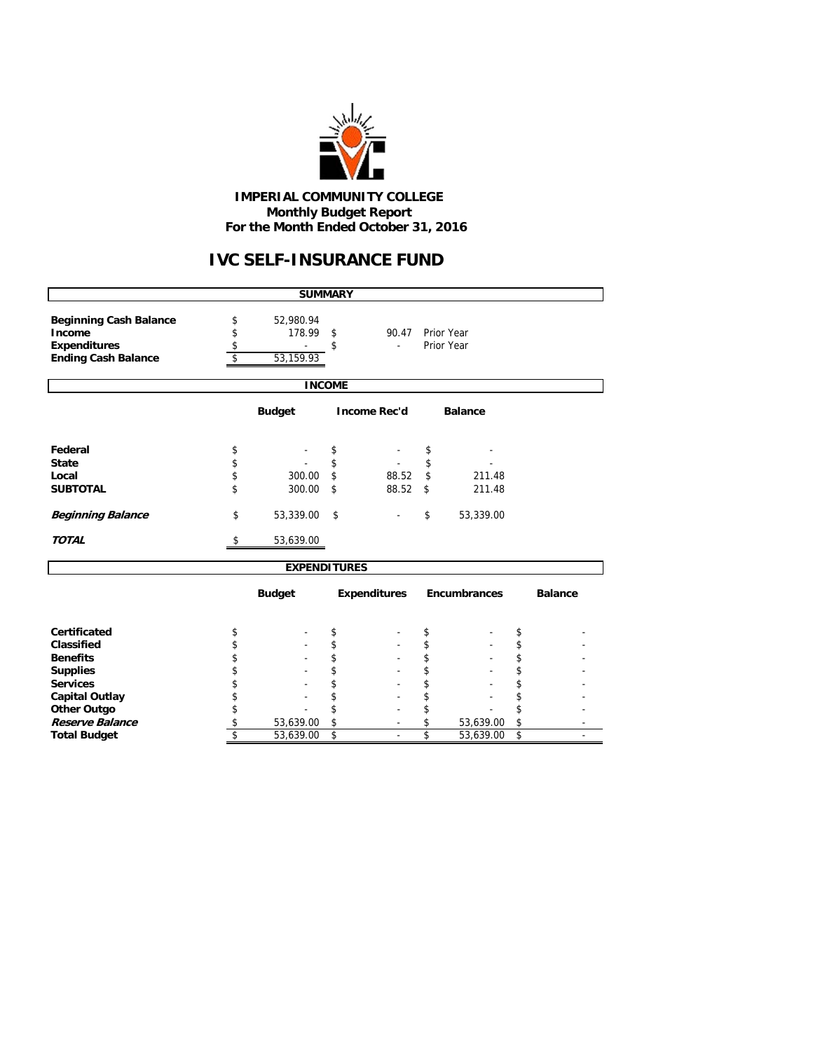**IMPERIAL COMMUNITY COLLEGE**
**Monthly Budget Report**
**For the Month Ended October 31, 2016**

# IVC SELF-INSURANCE FUND

## SUMMARY

| | | | |
|---|---|---|---|
| **Beginning Cash Balance** | $ 52,980.94 | | |
| **Income** | $ 178.99 | $ 90.47 | Prior Year |
| **Expenditures** | $ - | $ - | Prior Year |
| **Ending Cash Balance** | $ 53,159.93 | | |

## INCOME

| | Budget | Income Rec'd | Balance |
|---|---|---|---|
| **Federal** | $ - | $ - | $ - |
| **State** | $ - | $ - | $ - |
| **Local** | $ 300.00 | $ 88.52 | $ 211.48 |
| **SUBTOTAL** | $ 300.00 | $ 88.52 | $ 211.48 |
| ***Beginning Balance*** | $ 53,339.00 | $ - | $ 53,339.00 |
| ***TOTAL*** | $ 53,639.00 | | |

## EXPENDITURES

| | Budget | Expenditures | Encumbrances | Balance |
|---|---|---|---|---|
| **Certificated** | $ - | $ - | $ - | $ - |
| **Classified** | $ - | $ - | $ - | $ - |
| **Benefits** | $ - | $ - | $ - | $ - |
| **Supplies** | $ - | $ - | $ - | $ - |
| **Services** | $ - | $ - | $ - | $ - |
| **Capital Outlay** | $ - | $ - | $ - | $ - |
| **Other Outgo** | $ - | $ - | $ - | $ - |
| ***Reserve Balance*** | $ 53,639.00 | $ - | $ 53,639.00 | $ - |
| **Total Budget** | $ 53,639.00 | $ - | $ 53,639.00 | $ - |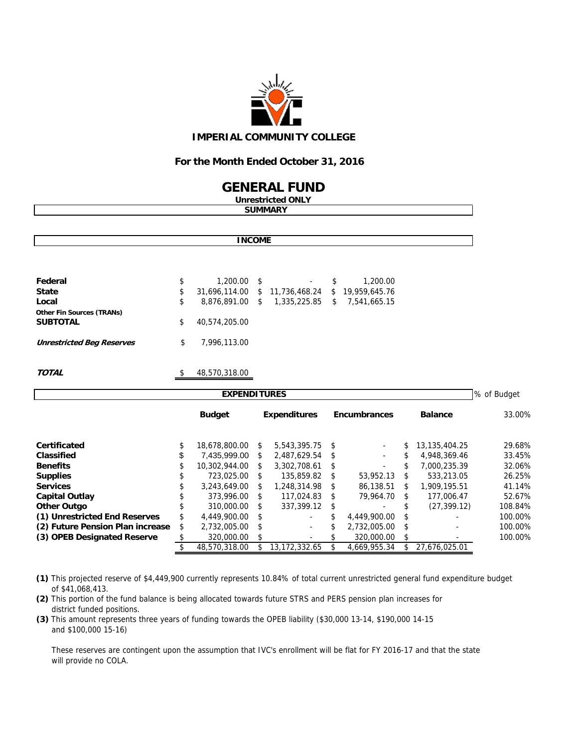# IMPERIAL COMMUNITY COLLEGE

## For the Month Ended October 31, 2016

# GENERAL FUND

**Unrestricted ONLY**

**SUMMARY**

### INCOME

| | | | |
|---|---|---|---|
| **Federal** | $ 1,200.00 | $ - | $ 1,200.00 |
| **State** | $ 31,696,114.00 | $ 11,736,468.24 | $ 19,959,645.76 |
| **Local** | $ 8,876,891.00 | $ 1,335,225.85 | $ 7,541,665.15 |
| **Other Fin Sources (TRANs)** | | | |
| **SUBTOTAL** | $ 40,574,205.00 | | |
| ***Unrestricted Beg Reserves*** | $ 7,996,113.00 | | |
| ***TOTAL*** | $ 48,570,318.00 | | |

### EXPENDITURES

| | Budget | Expenditures | Encumbrances | Balance | % of Budget 33.00% |
|---|---|---|---|---|---|
| **Certificated** | $ 18,678,800.00 | $ 5,543,395.75 | $ - | $ 13,135,404.25 | 29.68% |
| **Classified** | $ 7,435,999.00 | $ 2,487,629.54 | $ - | $ 4,948,369.46 | 33.45% |
| **Benefits** | $ 10,302,944.00 | $ 3,302,708.61 | $ - | $ 7,000,235.39 | 32.06% |
| **Supplies** | $ 723,025.00 | $ 135,859.82 | $ 53,952.13 | $ 533,213.05 | 26.25% |
| **Services** | $ 3,243,649.00 | $ 1,248,314.98 | $ 86,138.51 | $ 1,909,195.51 | 41.14% |
| **Capital Outlay** | $ 373,996.00 | $ 117,024.83 | $ 79,964.70 | $ 177,006.47 | 52.67% |
| **Other Outgo** | $ 310,000.00 | $ 337,399.12 | $ - | $ (27,399.12) | 108.84% |
| **(1) Unrestricted End Reserves** | $ 4,449,900.00 | $ - | $ 4,449,900.00 | $ - | 100.00% |
| **(2) Future Pension Plan increase** | $ 2,732,005.00 | $ - | $ 2,732,005.00 | $ - | 100.00% |
| **(3) OPEB Designated Reserve** | $ 320,000.00 | $ - | $ 320,000.00 | $ - | 100.00% |
| | $ 48,570,318.00 | $ 13,172,332.65 | $ 4,669,955.34 | $ 27,676,025.01 | |

**(1)** This projected reserve of $4,449,900 currently represents 10.84% of total current unrestricted general fund expenditure budget of $41,068,413.

**(2)** This portion of the fund balance is being allocated towards future STRS and PERS pension plan increases for district funded positions.

**(3)** This amount represents three years of funding towards the OPEB liability ($30,000 13-14, $190,000 14-15 and $100,000 15-16)

These reserves are contingent upon the assumption that IVC's enrollment will be flat for FY 2016-17 and that the state will provide no COLA.